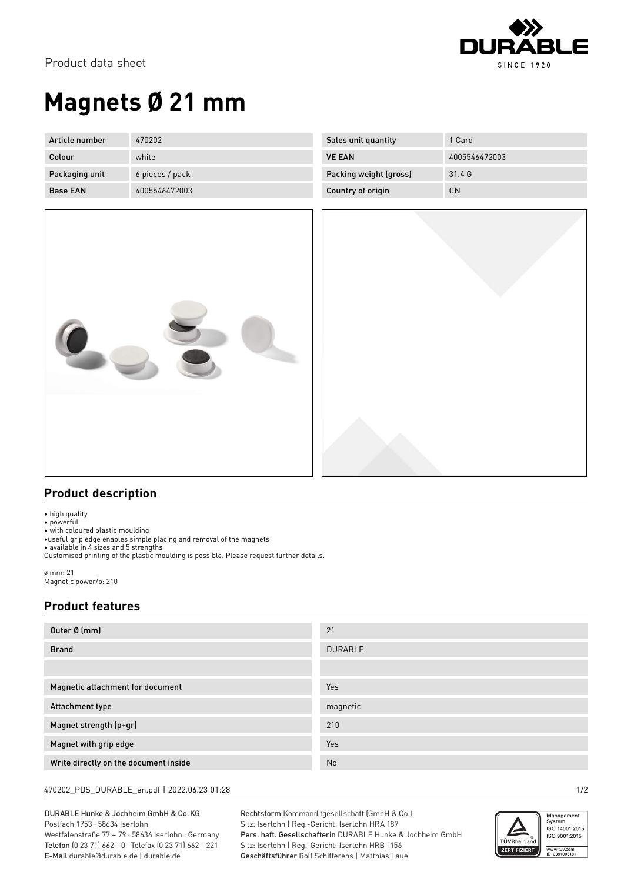Product data sheet

# Magnets Ø 21 mm

| Article number | 470202 | Sales unit quantity | 1 Card |
|---|---|---|---|
| Colour | white | VE EAN | 4005546472003 |
| Packaging unit | 6 pieces / pack | Packing weight (gross) | 31.4 G |
| Base EAN | 4005546472003 | Country of origin | CN |

## Product description

- high quality
- powerful
- with coloured plastic moulding
- useful grip edge enables simple placing and removal of the magnets
- available in 4 sizes and 5 strengths

Customised printing of the plastic moulding is possible. Please request further details.

ø mm: 21
Magnetic power/p: 210

## Product features

| Outer Ø (mm) | 21 |
|---|---|
| Brand | DURABLE |
| | |
| Magnetic attachment for document | Yes |
| Attachment type | magnetic |
| Magnet strength (p+gr) | 210 |
| Magnet with grip edge | Yes |
| Write directly on the document inside | No |

470202_PDS_DURABLE_en.pdf | 2022.06.23 01:28

DURABLE Hunke & Jochheim GmbH & Co. KG
Postfach 1753 · 58634 Iserlohn
Westfalenstraße 77 – 79 · 58636 Iserlohn · Germany
**Telefon** (0 23 71) 662 - 0 · Telefax (0 23 71) 662 - 221
**E-Mail** durable@durable.de | durable.de

**Rechtsform** Kommanditgesellschaft (GmbH & Co.)
Sitz: Iserlohn | Reg.-Gericht: Iserlohn HRA 187
**Pers. haft. Gesellschafterin** DURABLE Hunke & Jochheim GmbH
Sitz: Iserlohn | Reg.-Gericht: Iserlohn HRB 1156
**Geschäftsführer** Rolf Schifferens | Matthias Laue

Management System ISO 14001:2015 ISO 9001:2015
www.tuv.com ID 0091006181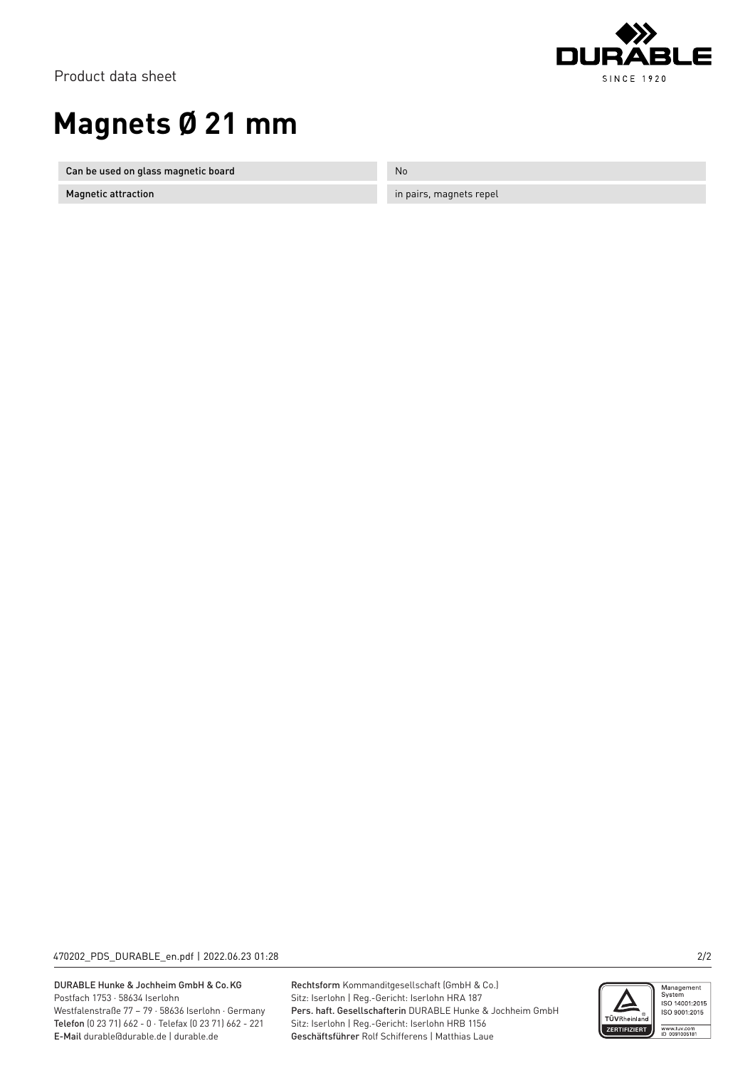# Magnets Ø 21 mm

| | |
|---|---|
| Can be used on glass magnetic board | No |
| Magnetic attraction | in pairs, magnets repel |